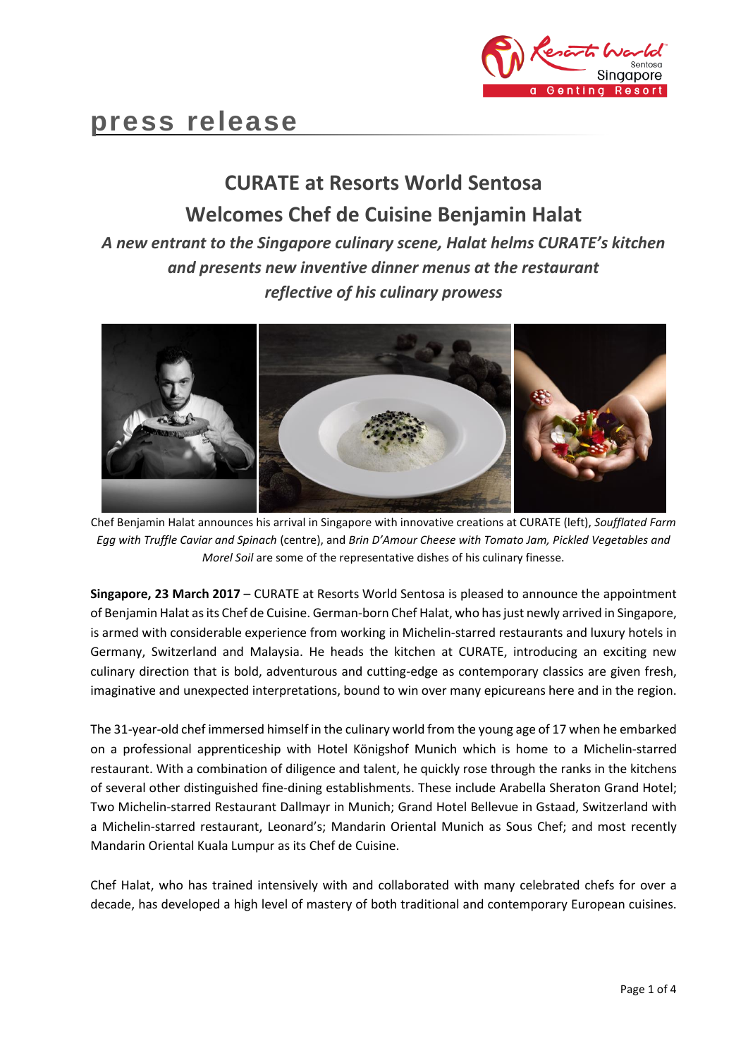press release

# CURATE at Resorts World Sentosa Welcomes Chef de Cuisine Benjamin Halat

***A new entrant to the Singapore culinary scene, Halat helms CURATE's kitchen and presents new inventive dinner menus at the restaurant reflective of his culinary prowess***

Chef Benjamin Halat announces his arrival in Singapore with innovative creations at CURATE (left), *Soufflated Farm Egg with Truffle Caviar and Spinach* (centre), and *Brin D'Amour Cheese with Tomato Jam, Pickled Vegetables and Morel Soil* are some of the representative dishes of his culinary finesse.

**Singapore, 23 March 2017** – CURATE at Resorts World Sentosa is pleased to announce the appointment of Benjamin Halat as its Chef de Cuisine. German-born Chef Halat, who has just newly arrived in Singapore, is armed with considerable experience from working in Michelin-starred restaurants and luxury hotels in Germany, Switzerland and Malaysia. He heads the kitchen at CURATE, introducing an exciting new culinary direction that is bold, adventurous and cutting-edge as contemporary classics are given fresh, imaginative and unexpected interpretations, bound to win over many epicureans here and in the region.

The 31-year-old chef immersed himself in the culinary world from the young age of 17 when he embarked on a professional apprenticeship with Hotel Königshof Munich which is home to a Michelin-starred restaurant. With a combination of diligence and talent, he quickly rose through the ranks in the kitchens of several other distinguished fine-dining establishments. These include Arabella Sheraton Grand Hotel; Two Michelin-starred Restaurant Dallmayr in Munich; Grand Hotel Bellevue in Gstaad, Switzerland with a Michelin-starred restaurant, Leonard's; Mandarin Oriental Munich as Sous Chef; and most recently Mandarin Oriental Kuala Lumpur as its Chef de Cuisine.

Chef Halat, who has trained intensively with and collaborated with many celebrated chefs for over a decade, has developed a high level of mastery of both traditional and contemporary European cuisines.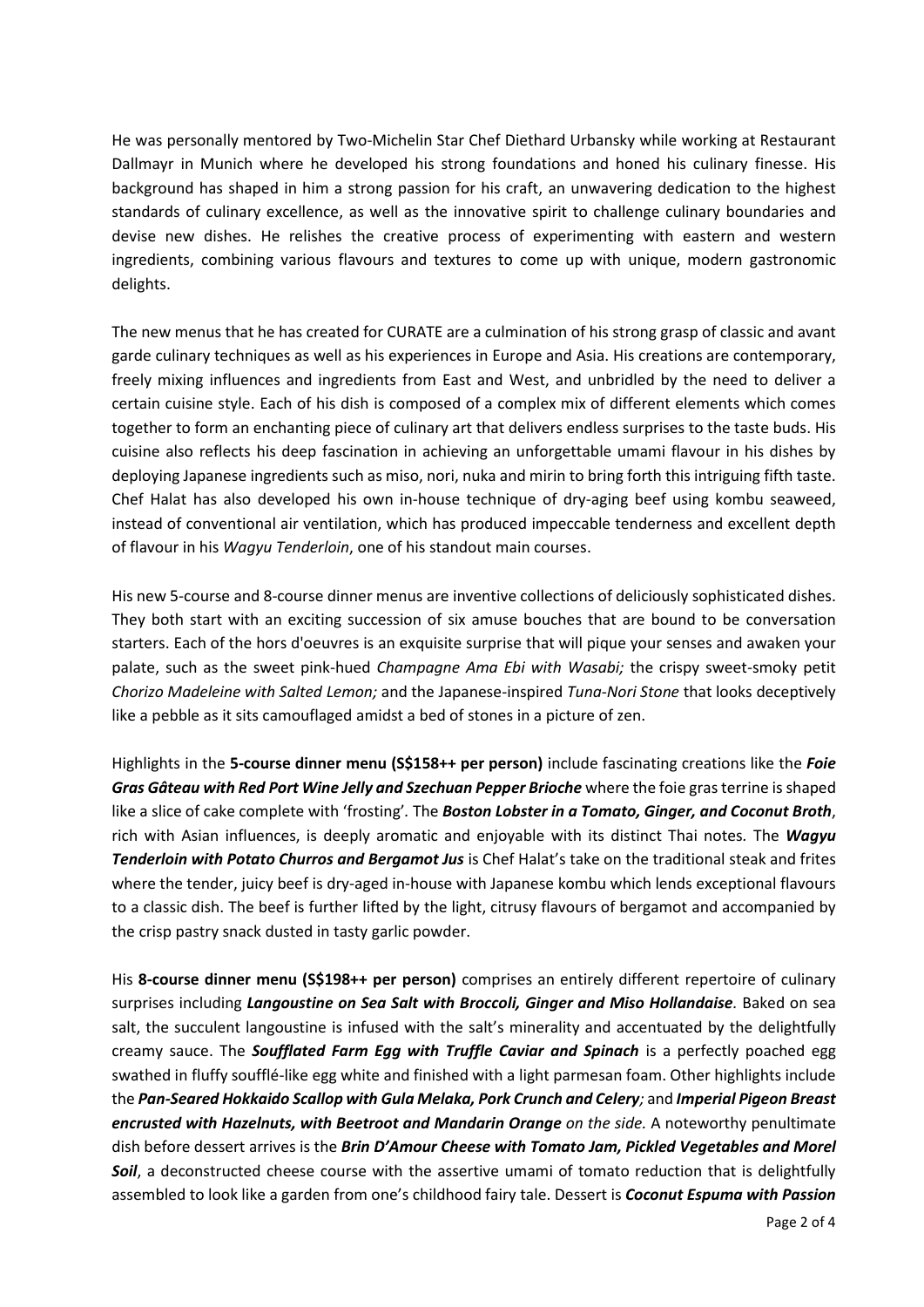He was personally mentored by Two-Michelin Star Chef Diethard Urbansky while working at Restaurant Dallmayr in Munich where he developed his strong foundations and honed his culinary finesse. His background has shaped in him a strong passion for his craft, an unwavering dedication to the highest standards of culinary excellence, as well as the innovative spirit to challenge culinary boundaries and devise new dishes. He relishes the creative process of experimenting with eastern and western ingredients, combining various flavours and textures to come up with unique, modern gastronomic delights.

The new menus that he has created for CURATE are a culmination of his strong grasp of classic and avant garde culinary techniques as well as his experiences in Europe and Asia. His creations are contemporary, freely mixing influences and ingredients from East and West, and unbridled by the need to deliver a certain cuisine style. Each of his dish is composed of a complex mix of different elements which comes together to form an enchanting piece of culinary art that delivers endless surprises to the taste buds. His cuisine also reflects his deep fascination in achieving an unforgettable umami flavour in his dishes by deploying Japanese ingredients such as miso, nori, nuka and mirin to bring forth this intriguing fifth taste. Chef Halat has also developed his own in-house technique of dry-aging beef using kombu seaweed, instead of conventional air ventilation, which has produced impeccable tenderness and excellent depth of flavour in his *Wagyu Tenderloin*, one of his standout main courses.

His new 5-course and 8-course dinner menus are inventive collections of deliciously sophisticated dishes. They both start with an exciting succession of six amuse bouches that are bound to be conversation starters. Each of the hors d'oeuvres is an exquisite surprise that will pique your senses and awaken your palate, such as the sweet pink-hued *Champagne Ama Ebi with Wasabi;* the crispy sweet-smoky petit *Chorizo Madeleine with Salted Lemon;* and the Japanese-inspired *Tuna-Nori Stone* that looks deceptively like a pebble as it sits camouflaged amidst a bed of stones in a picture of zen.

Highlights in the **5-course dinner menu (S$158++ per person)** include fascinating creations like the ***Foie Gras Gâteau with Red Port Wine Jelly and Szechuan Pepper Brioche*** where the foie gras terrine is shaped like a slice of cake complete with 'frosting'. The ***Boston Lobster in a Tomato, Ginger, and Coconut Broth***, rich with Asian influences, is deeply aromatic and enjoyable with its distinct Thai notes. The ***Wagyu Tenderloin with Potato Churros and Bergamot Jus*** is Chef Halat's take on the traditional steak and frites where the tender, juicy beef is dry-aged in-house with Japanese kombu which lends exceptional flavours to a classic dish. The beef is further lifted by the light, citrusy flavours of bergamot and accompanied by the crisp pastry snack dusted in tasty garlic powder.

His **8-course dinner menu (S$198++ per person)** comprises an entirely different repertoire of culinary surprises including ***Langoustine on Sea Salt with Broccoli, Ginger and Miso Hollandaise***. Baked on sea salt, the succulent langoustine is infused with the salt's minerality and accentuated by the delightfully creamy sauce. The ***Soufflated Farm Egg with Truffle Caviar and Spinach*** is a perfectly poached egg swathed in fluffy soufflé-like egg white and finished with a light parmesan foam. Other highlights include the ***Pan-Seared Hokkaido Scallop with Gula Melaka, Pork Crunch and Celery****;* and ***Imperial Pigeon Breast encrusted with Hazelnuts, with Beetroot and Mandarin Orange*** *on the side.* A noteworthy penultimate dish before dessert arrives is the ***Brin D'Amour Cheese with Tomato Jam, Pickled Vegetables and Morel Soil***, a deconstructed cheese course with the assertive umami of tomato reduction that is delightfully assembled to look like a garden from one's childhood fairy tale. Dessert is ***Coconut Espuma with Passion***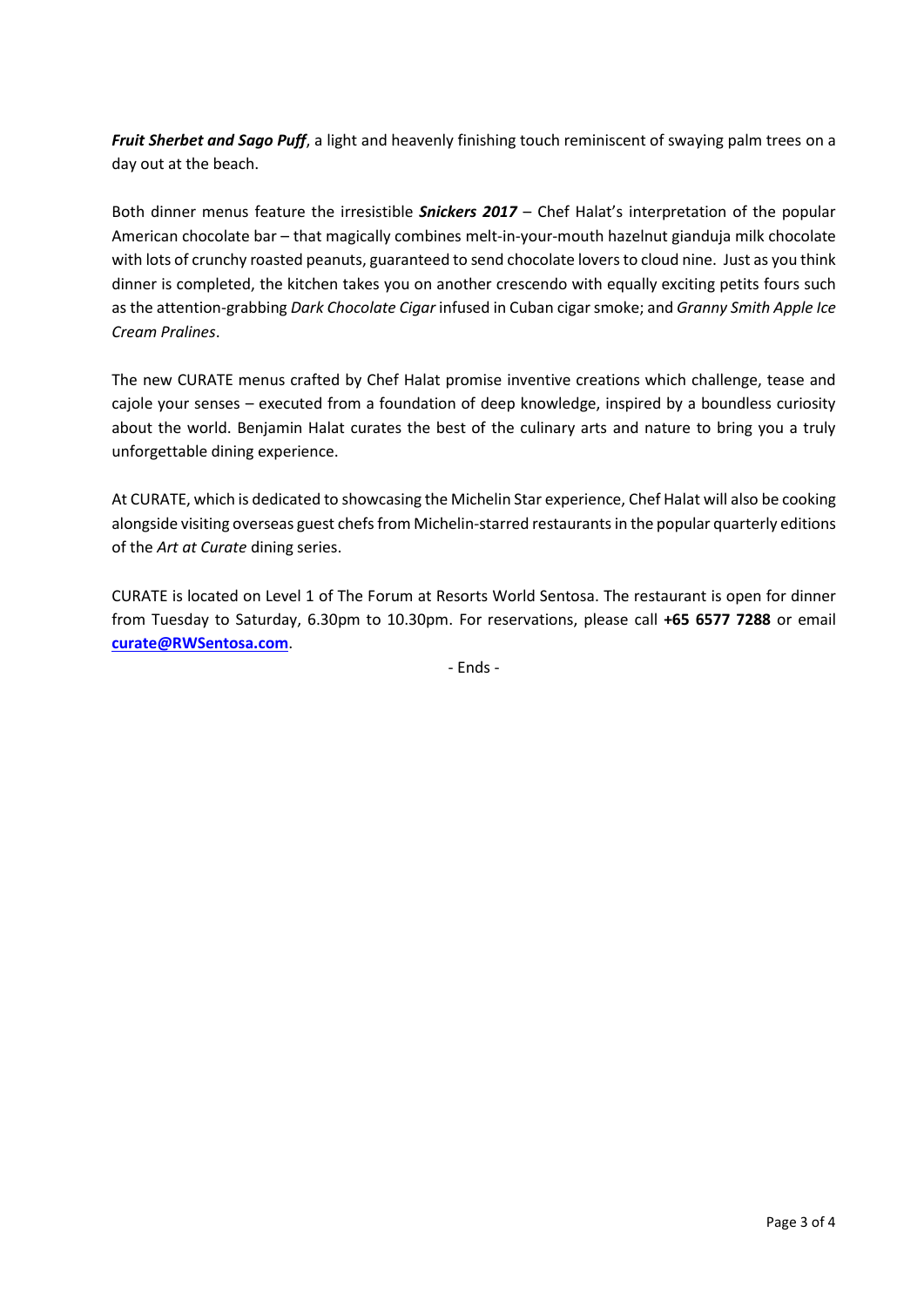***Fruit Sherbet and Sago Puff***, a light and heavenly finishing touch reminiscent of swaying palm trees on a day out at the beach.

Both dinner menus feature the irresistible ***Snickers 2017*** – Chef Halat's interpretation of the popular American chocolate bar – that magically combines melt-in-your-mouth hazelnut gianduja milk chocolate with lots of crunchy roasted peanuts, guaranteed to send chocolate lovers to cloud nine. Just as you think dinner is completed, the kitchen takes you on another crescendo with equally exciting petits fours such as the attention-grabbing *Dark Chocolate Cigar* infused in Cuban cigar smoke; and *Granny Smith Apple Ice Cream Pralines*.

The new CURATE menus crafted by Chef Halat promise inventive creations which challenge, tease and cajole your senses – executed from a foundation of deep knowledge, inspired by a boundless curiosity about the world. Benjamin Halat curates the best of the culinary arts and nature to bring you a truly unforgettable dining experience.

At CURATE, which is dedicated to showcasing the Michelin Star experience, Chef Halat will also be cooking alongside visiting overseas guest chefs from Michelin-starred restaurants in the popular quarterly editions of the *Art at Curate* dining series.

CURATE is located on Level 1 of The Forum at Resorts World Sentosa. The restaurant is open for dinner from Tuesday to Saturday, 6.30pm to 10.30pm. For reservations, please call **+65 6577 7288** or email **curate@RWSentosa.com**.

- Ends -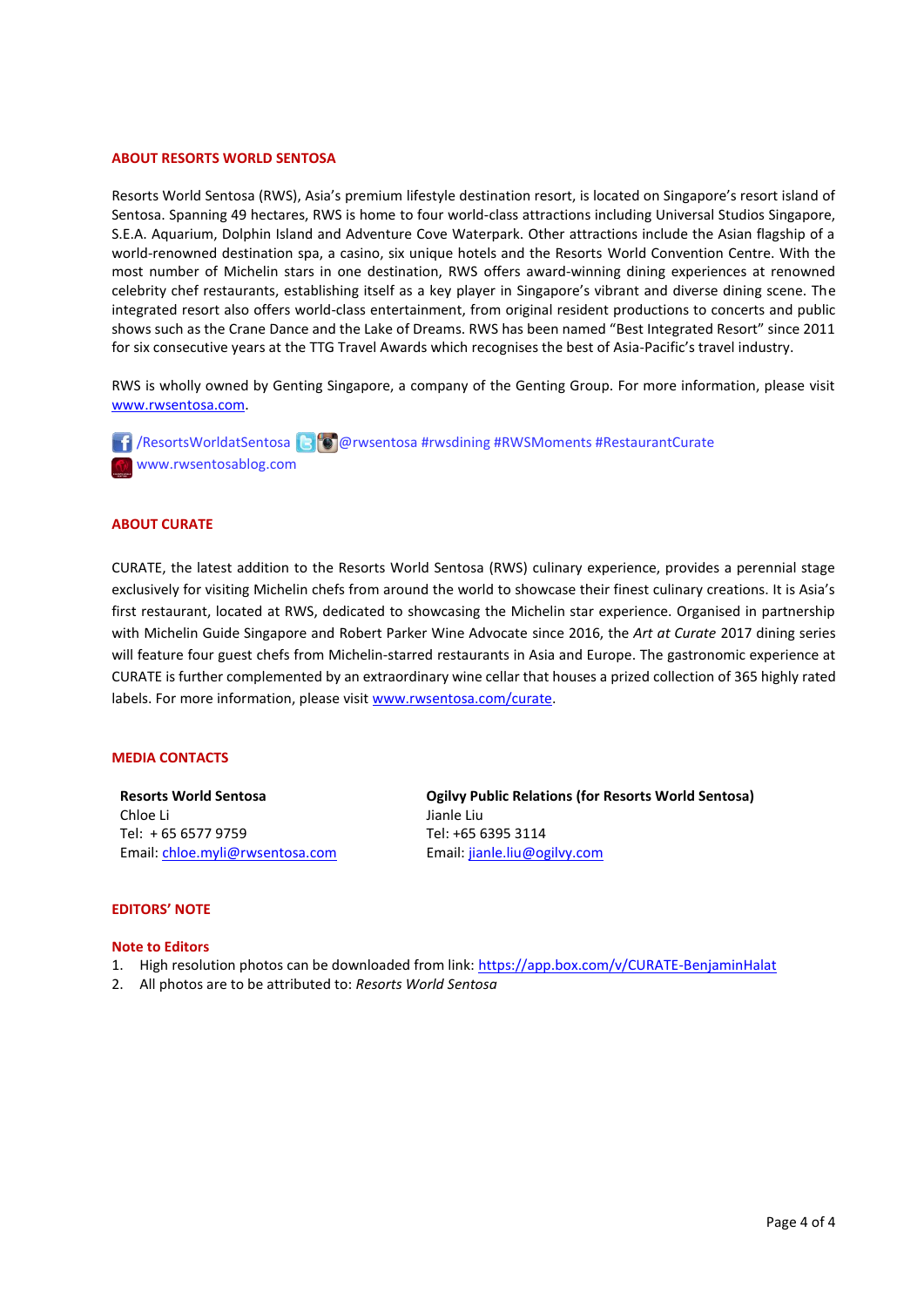## ABOUT RESORTS WORLD SENTOSA

Resorts World Sentosa (RWS), Asia's premium lifestyle destination resort, is located on Singapore's resort island of Sentosa. Spanning 49 hectares, RWS is home to four world-class attractions including Universal Studios Singapore, S.E.A. Aquarium, Dolphin Island and Adventure Cove Waterpark. Other attractions include the Asian flagship of a world-renowned destination spa, a casino, six unique hotels and the Resorts World Convention Centre. With the most number of Michelin stars in one destination, RWS offers award-winning dining experiences at renowned celebrity chef restaurants, establishing itself as a key player in Singapore's vibrant and diverse dining scene. The integrated resort also offers world-class entertainment, from original resident productions to concerts and public shows such as the Crane Dance and the Lake of Dreams. RWS has been named "Best Integrated Resort" since 2011 for six consecutive years at the TTG Travel Awards which recognises the best of Asia-Pacific's travel industry.

RWS is wholly owned by Genting Singapore, a company of the Genting Group. For more information, please visit www.rwsentosa.com.

/ResortsWorldatSentosa @rwsentosa #rwsdining #RWSMoments #RestaurantCurate
www.rwsentosablog.com

## ABOUT CURATE

CURATE, the latest addition to the Resorts World Sentosa (RWS) culinary experience, provides a perennial stage exclusively for visiting Michelin chefs from around the world to showcase their finest culinary creations. It is Asia's first restaurant, located at RWS, dedicated to showcasing the Michelin star experience. Organised in partnership with Michelin Guide Singapore and Robert Parker Wine Advocate since 2016, the *Art at Curate* 2017 dining series will feature four guest chefs from Michelin-starred restaurants in Asia and Europe. The gastronomic experience at CURATE is further complemented by an extraordinary wine cellar that houses a prized collection of 365 highly rated labels. For more information, please visit www.rwsentosa.com/curate.

## MEDIA CONTACTS

**Resorts World Sentosa**
Chloe Li
Tel: + 65 6577 9759
Email: chloe.myli@rwsentosa.com

**Ogilvy Public Relations (for Resorts World Sentosa)**
Jianle Liu
Tel: +65 6395 3114
Email: jianle.liu@ogilvy.com

## EDITORS' NOTE

### Note to Editors

1. High resolution photos can be downloaded from link: https://app.box.com/v/CURATE-BenjaminHalat
2. All photos are to be attributed to: *Resorts World Sentosa*